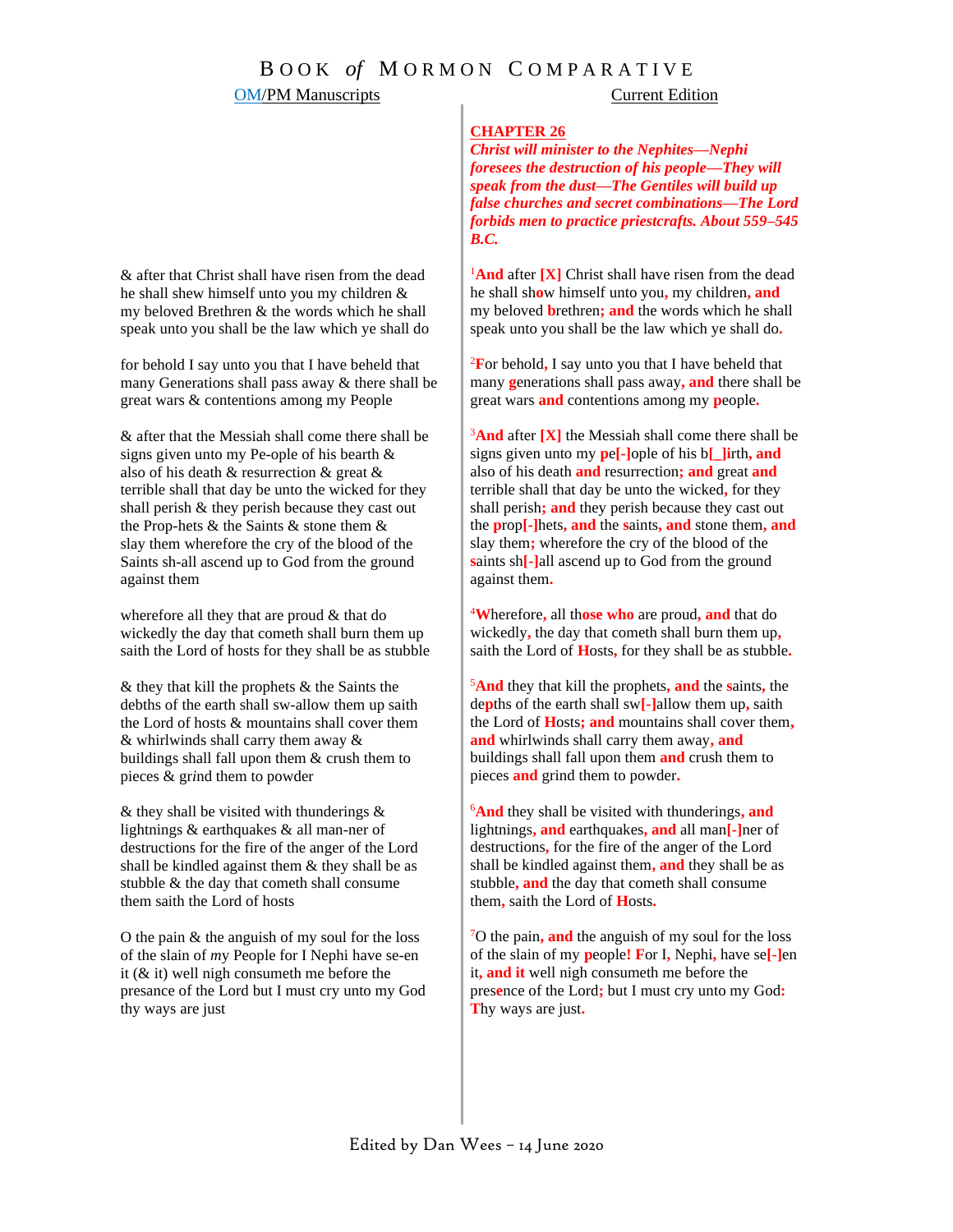# BOOK *of* MORMON COMPARATIVE

| OM/PM Manuscripts | Current Edition |
|---|---|
| | **CHAPTER 26**<br>***Christ will minister to the Nephites—Nephi foresees the destruction of his people—They will speak from the dust—The Gentiles will build up false churches and secret combinations—The Lord forbids men to practice priestcrafts. About 559–545 B.C.*** |
| & after that Christ shall have risen from the dead he shall shew himself unto you my children & my beloved Brethren & the words which he shall speak unto you shall be the law which ye shall do | [1]**And** after **[X]** Christ shall have risen from the dead he shall sh**o**w himself unto you**,** my children**, and** my beloved **b**rethren**; and** the words which he shall speak unto you shall be the law which ye shall do**.** |
| for behold I say unto you that I have beheld that many Generations shall pass away & there shall be great wars & contentions among my People | [2]**F**or behold**,** I say unto you that I have beheld that many **g**enerations shall pass away**, and** there shall be great wars **and** contentions among my **p**eople**.** |
| & after that the Messiah shall come there shall be signs given unto my Pe-ople of his bearth & also of his death & resurrection & great & terrible shall that day be unto the wicked for they shall perish & they perish because they cast out the Prop-hets & the Saints & stone them & slay them wherefore the cry of the blood of the Saints sh-all ascend up to God from the ground against them | [3]**And** after **[X]** the Messiah shall come there shall be signs given unto my **pe[-]**ople of his b**[_]i**rth**, and** also of his death **and** resurrection**; and** great **and** terrible shall that day be unto the wicked**,** for they shall perish**; and** they perish because they cast out the **p**rop**[-]**hets**, and** the **s**aints**, and** stone them**, and** slay them**;** wherefore the cry of the blood of the **s**aints sh**[-]**all ascend up to God from the ground against them**.** |
| wherefore all they that are proud & that do wickedly the day that cometh shall burn them up saith the Lord of hosts for they shall be as stubble | [4]**W**herefore**,** all th**ose who** are proud**, and** that do wickedly**,** the day that cometh shall burn them up**,** saith the Lord of **H**osts**,** for they shall be as stubble**.** |
| & they that kill the prophets & the Saints the debths of the earth shall sw-allow them up saith the Lord of hosts & mountains shall cover them & whirlwinds shall carry them away & buildings shall fall upon them & crush them to pieces & gr*i*nd them to powder | [5]**And** they that kill the prophets**, and** the **s**aints**,** the de**p**ths of the earth shall sw**[-]**allow them up**,** saith the Lord of **H**osts**; and** mountains shall cover them**, and** whirlwinds shall carry them away**, and** buildings shall fall upon them **and** crush them to pieces **and** grind them to powder**.** |
| & they shall be visited with thunderings & lightnings & earthquakes & all man-ner of destructions for the fire of the anger of the Lord shall be kindled against them & they shall be as stubble & the day that cometh shall consume them saith the Lord of hosts | [6]**And** they shall be visited with thunderings**, and** lightnings**, and** earthquakes**, and** all man**[-]**ner of destructions**,** for the fire of the anger of the Lord shall be kindled against them**, and** they shall be as stubble**, and** the day that cometh shall consume them**,** saith the Lord of **H**osts**.** |
| O the pain & the anguish of my soul for the loss of the slain of *m*y People for I Nephi have se-en it (& it) well nigh consumeth me before the presance of the Lord but I must cry unto my God thy ways are just | [7]O the pain**, and** the anguish of my soul for the loss of the slain of my **p**eople**! F**or I**,** Nephi**,** have se**[-]**en it**, and it** well nigh consumeth me before the pres**e**nce of the Lord**;** but I must cry unto my God**: T**hy ways are just**.** |

Edited by Dan Wees – 14 June 2020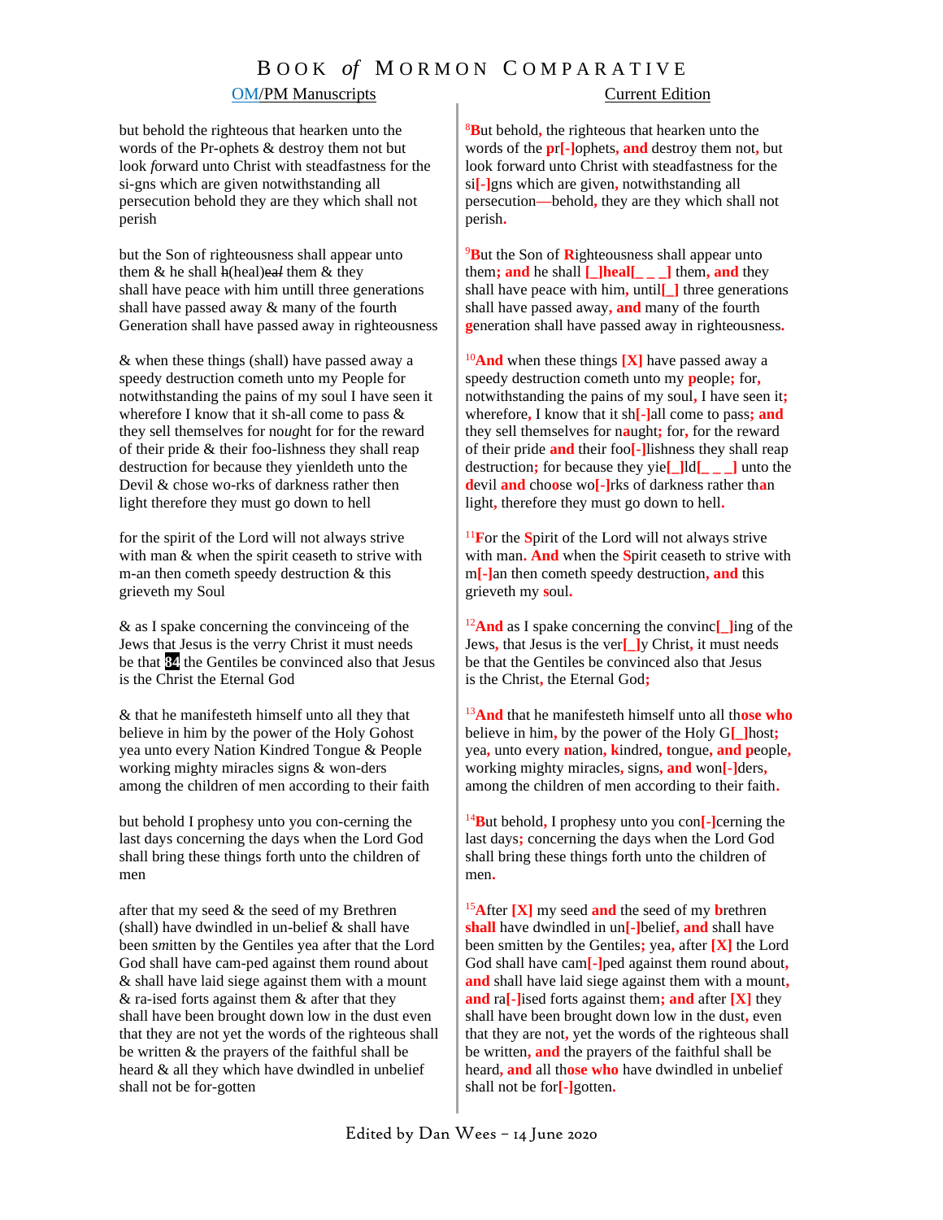# Book *of* Mormon Comparative

| OM/PM Manuscripts | Current Edition |
|---|---|
| but behold the righteous that hearken unto the words of the Pr-ophets & destroy them not but look *f*orward unto Christ with steadfastness for the si-gns which are given notwithstanding all persecution behold they are they which shall not perish | 8But behold, the righteous that hearken unto the words of the pr[-]ophets, and destroy them not, but look forward unto Christ with steadfastness for the si[-]gns which are given, notwithstanding all persecution—behold, they are they which shall not perish. |
| but the Son of righteousness shall appear unto them & he shall ~~h~~(heal)~~ea*l*~~ them & they shall have peace *w*ith him untill three generations shall have passed away & many of the fourth Generation shall have passed away in righteousness | 9But the Son of Righteousness shall appear unto them; and he shall [_]heal[_ _ _] them, and they shall have peace with him, until[_] three generations shall have passed away, and many of the fourth generation shall have passed away in righteousness. |
| & when these things (shall) have passed away a speedy destruction cometh unto my People for notwithstanding the pains of my soul I have seen it wherefore I know that it sh-all come to pass & they sell themselves for no*u*ght for for the reward of their pride & their foo-lishness they shall reap destruction for because they yienldeth unto the Devil & chose wo-rks of darkness rather then light therefore they must go down to hell | 10And when these things [X] have passed away a speedy destruction cometh unto my people; for, notwithstanding the pains of my soul, I have seen it; wherefore, I know that it sh[-]all come to pass; and they sell themselves for naught; for, for the reward of their pride and their foo[-]lishness they shall reap destruction; for because they yie[_]ld[_ _ _] unto the devil and choose wo[-]rks of darkness rather than light, therefore they must go down to hell. |
| for the spirit of the Lord will not always strive with man & when the spirit ceaseth to strive with m-an then cometh speedy destruction & this grieveth my Soul | 11For the Spirit of the Lord will not always strive with man. And when the Spirit ceaseth to strive with m[-]an then cometh speedy destruction, and this grieveth my soul. |
| & as I spake concerning the convinceing of the Jews that Jesus is the verry Christ it must needs be that **84** the Gentiles be convinced also that Jesus is the Christ the Eternal God | 12And as I spake concerning the convinc[_]ing of the Jews, that Jesus is the ver[_]y Christ, it must needs be that the Gentiles be convinced also that Jesus is the Christ, the Eternal God; |
| & that he manifesteth himself unto all they that believe in him by the power of the Holy Gohost yea unto every Nation Kindred Tongue & People working mighty miracles signs & won-ders among the children of men according to their faith | 13And that he manifesteth himself unto all those who believe in him, by the power of the Holy G[_]host; yea, unto every nation, kindred, tongue, and people, working mighty miracles, signs, and won[-]ders, among the children of men according to their faith. |
| but behold I prophesy unto *y*o*u* con-cerning the last days concerning the days when the Lord God shall bring these things forth unto the children of men | 14But behold, I prophesy unto you con[-]cerning the last days; concerning the days when the Lord God shall bring these things forth unto the children of men. |
| after that my seed & the seed of my Brethren (shall) have dwindled in un-belief & shall have been s*m*itten by the Gentiles yea after that the Lord God shall have cam-ped against them round about & shall have laid siege against them with a mount & ra-ised forts against them & after that they shall have been brought down low in the dust even that they are not yet the words of the righteous shall be written & the prayers of the faithful shall be heard & all they which have dwindled in unbelief shall not be for-gotten | 15After [X] my seed and the seed of my brethren shall have dwindled in un[-]belief, and shall have been smitten by the Gentiles; yea, after [X] the Lord God shall have cam[-]ped against them round about, and shall have laid siege against them with a mount, and ra[-]ised forts against them; and after [X] they shall have been brought down low in the dust, even that they are not, yet the words of the righteous shall be written, and the prayers of the faithful shall be heard, and all those who have dwindled in unbelief shall not be for[-]gotten. |

Edited by Dan Wees – 14 June 2020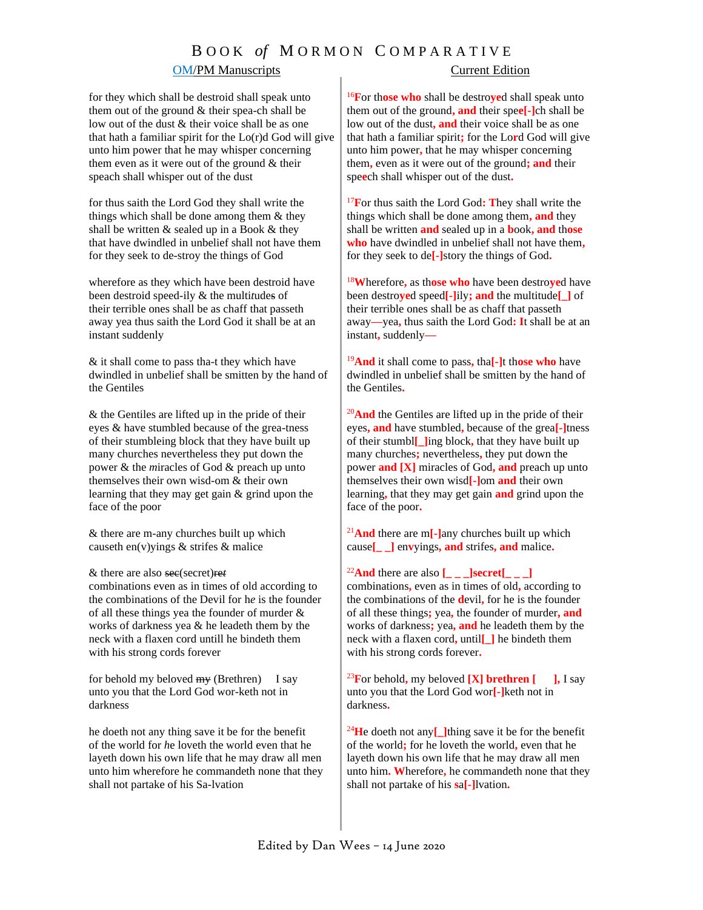# BOOK *of* MORMON COMPARATIVE

| OM/PM Manuscripts | Current Edition |
|---|---|
| for they which shall be destroid shall speak unto them out of the ground & their spea-ch shall be low out of the dust & their voice shall be as one that hath a familiar spirit for the Lo(r)d God will give unto him power that he may whisper concerning them even as it were out of the ground & their speach shall whisper out of the dust | [16]For those who shall be destroyed shall speak unto them out of the ground, and their spee[-]ch shall be low out of the dust, and their voice shall be as one that hath a familiar spirit; for the Lord God will give unto him power, that he may whisper concerning them, even as it were out of the ground; and their speech shall whisper out of the dust. |
| for thus saith the Lord God they shall write the things which shall be done among them & they shall be written & sealed up in a Book & they that have dwindled in unbelief shall not have them for they seek to de-stroy the things of God | [17]For thus saith the Lord God: They shall write the things which shall be done among them, and they shall be written and sealed up in a book, and those who have dwindled in unbelief shall not have them, for they seek to de[-]story the things of God. |
| wherefore as they which have been destroid have been destroid speed-ily & the multi*t*ude*s* of their terrible ones shall be as chaff that passeth away yea thus saith the Lord God it shall be at an instant suddenly | [18]Wherefore, as those who have been destroyed have been destroyed speed[-]ily; and the multitude[_] of their terrible ones shall be as chaff that passeth away—yea, thus saith the Lord God: It shall be at an instant, suddenly— |
| & it shall come to pass tha-t they which have dwindled in unb*e*lief shall be smitten by the hand of the Gentiles | [19]And it shall come to pass, tha[-]t those who have dwindled in unbelief shall be smitten by the hand of the Gentiles. |
| & the Gentiles are lifted up in the pride of their eyes & have stumbled because of the grea-tness of their stumbleing block that they have built up many churches nevertheless they put down the power & the *m*iracles of God & preach up unto themselves their own wisd-om & their own learning that they may get gain & grind upon the face of the poor | [20]And the Gentiles are lifted up in the pride of their eyes, and have stumbled, because of the grea[-]tness of their stumbl[_]ing block, that they have built up many churches; nevertheless, they put down the power and [X] miracles of God, and preach up unto themselves their own wisd[-]om and their own learning, that they may get gain and grind upon the face of the poor. |
| & there are m-any churches built up which causeth en(v)yings & strifes & malice | [21]And there are m[-]any churches built up which cause[_ _] envyings, and strifes, and malice. |
| & there are also ~~sec~~(secret)~~ret~~ combinations even as in times of old according to the combinations of the Devil for *h*e is the founder of all these things yea the founder of murder & works of darkness yea & he leadeth them by the neck with a flaxen cord untill he bindeth them with his strong cords forever | [22]And there are also [_ _ _]secret[_ _ _] combinations, even as in times of old, according to the combinations of the devil, for he is the founder of all these things; yea, the founder of murder, and works of darkness; yea, and he leadeth them by the neck with a flaxen cord, until[_] he bindeth them with his strong cords forever. |
| for behold my beloved ~~my~~ (Brethren) I say unto you that the Lord God wor-keth not in darkness | [23]For behold, my beloved [X] brethren [ ], I say unto you that the Lord God wor[-]keth not in darkness. |
| he doeth not any thing save it be for the benefit of the world for *h*e loveth the world even that he layeth down his own life that he may draw all men unto him wherefore he commandeth none that they shall not partake of his Sa-lvation | [24]He doeth not any[_]thing save it be for the benefit of the world; for he loveth the world, even that he layeth down his own life that he may draw all men unto him. Wherefore, he commandeth none that they shall not partake of his sa[-]lvation. |

Edited by Dan Wees – 14 June 2020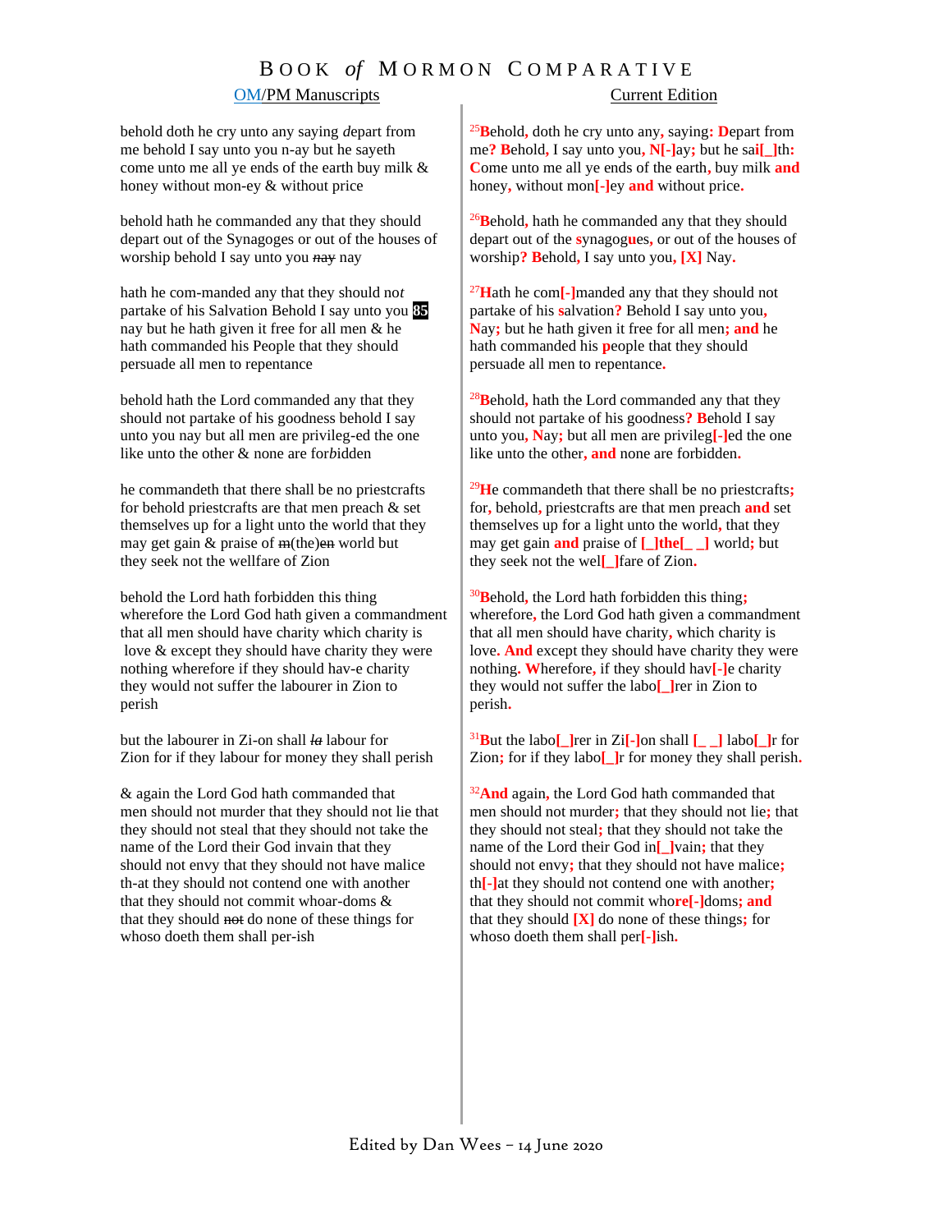| OM/PM Manuscripts | Current Edition |
|---|---|
| behold doth he cry unto any saying *d*epart from me behold I say unto you n-ay but he sayeth come unto me all ye ends of the earth buy milk & honey without mon-ey & without price | [25]**B**ehold**,** doth he cry unto any**,** saying**: D**epart from me**? B**ehold**,** I say unto you**, N[-]**ay**;** but he sai**[_]**th**: C**ome unto me all ye ends of the earth**,** buy milk **and** honey**,** without mon**[-]**ey **and** without price**.** |
| behold hath he commanded any that they should depart out of the Synagoges or out of the houses of worship behold I say unto you ~~*nay*~~ nay | [26]**B**ehold**,** hath he commanded any that they should depart out of the **s**ynagog**u**es**,** or out of the houses of worship**? B**ehold**,** I say unto you**, [X]** Nay**.** |
| hath he com-manded any that they should no*t* partake of his Salvation Behold I say unto you **85** nay but he hath given it free for all men & he hath commanded his People that they should persuade all men to repentance | [27]**H**ath he com**[-]**manded any that they should not partake of his **s**alvation**?** Behold I say unto you**, N**ay**;** but he hath given it free for all men**; and** he hath commanded his **p**eople that they should persuade all men to repentance**.** |
| behold hath the Lord commanded any that they should not partake of his goodness behold I say unto you nay but all men are privileg-ed the one like unto the other & none are for*b*idden | [28]**B**ehold**,** hath the Lord commanded any that they should not partake of his goodness**? B**ehold I say unto you**, N**ay**;** but all men are privileg**[-]**ed the one like unto the other**, and** none are forbidden**.** |
| he commandeth that there shall be no priestcrafts for behold priestcrafts are that men preach & set themselves up for a light unto the world that they may get gain & praise of ~~m~~(the)~~en~~ world but they seek not the wellfare of Zion | [29]**H**e commandeth that there shall be no priestcrafts**;** for**,** behold**,** priestcrafts are that men preach **and** set themselves up for a light unto the world**,** that they may get gain **and** praise of **[_]the[_ _]** world**;** but they seek not the wel**[_]**fare of Zion**.** |
| behold the Lord hath forbidden this thing wherefore the Lord God hath given a commandment that all men should have charity which charity is love & except they should have charity they were nothing wherefore if they should hav-e charity they would not suffer the labourer in Zion to perish | [30]**B**ehold**,** the Lord hath forbidden this thing**;** wherefore**,** the Lord God hath given a commandment that all men should have charity**,** which charity is love**. And** except they should have charity they were nothing**. W**herefore**,** if they should hav**[-]**e charity they would not suffer the labo**[_]**rer in Zion to perish**.** |
| but the labourer in Zi-on shall ~~*la*~~ labour for Zion for if they labour for money they shall perish | [31]**B**ut the labo**[_]**rer in Zi**[-]**on shall **[_ _]** labo**[_]**r for Zion**;** for if they labo**[_]**r for money they shall perish**.** |
| & again the Lord God hath commanded that men should not murder that they should not lie that they should not steal that they should not take the name of the Lord their God invain that they should not envy that they should not have malice th-at they should not contend one with another that they should not commit whoar-doms & that they should ~~not~~ do none of these things for whoso doeth them shall per-ish | [32]**And** again**,** the Lord God hath commanded that men should not murder**;** that they should not lie**;** that they should not steal**;** that they should not take the name of the Lord their God in**[_]**vain**;** that they should not envy**;** that they should not have malice**;** th**[-]**at they should not contend one with another**;** that they should not commit who**re[-]**doms**; and** that they should **[X]** do none of these things**;** for whoso doeth them shall per**[-]**ish**.** |

Edited by Dan Wees – 14 June 2020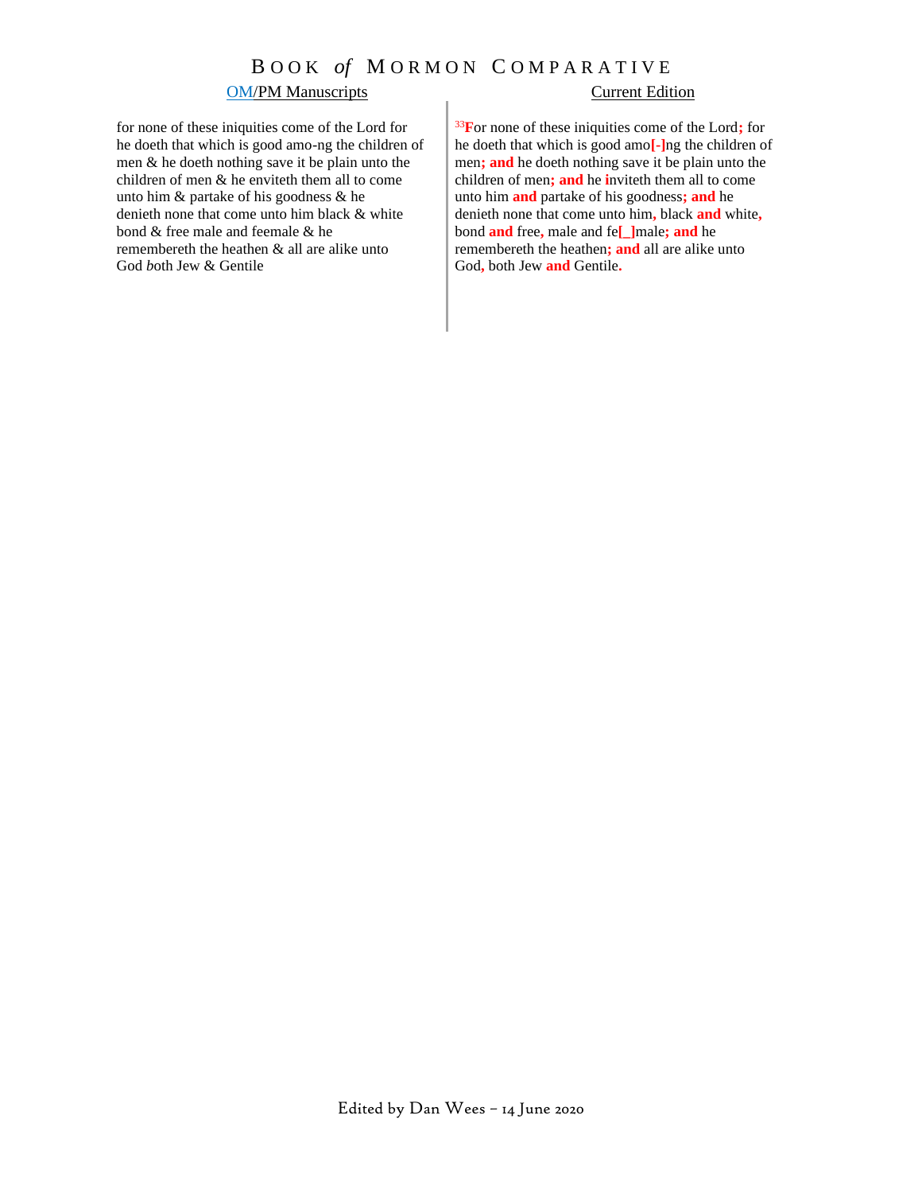# BOOK *of* MORMON COMPARATIVE

| OM/PM Manuscripts | Current Edition |
| --- | --- |
| for none of these iniquities come of the Lord for he doeth that which is good amo-ng the children of men & he doeth nothing save it be plain unto the children of men & he enviteth them all to come unto him & partake of his goodness & he denieth none that come unto him black & white bond & free male and feemale & he remembereth the heathen & all are alike unto God *b*oth Jew & Gentile | [33]**F**or none of these iniquities come of the Lord**;** for he doeth that which is good amo**[-]**ng the children of men**; and** he doeth nothing save it be plain unto the children of men**; and** he **i**nviteth them all to come unto him **and** partake of his goodness**; and** he denieth none that come unto him**,** black **and** white**,** bond **and** free**,** male and fe**[_]**male**; and** he remembereth the heathen**; and** all are alike unto God**,** both Jew **and** Gentile**.** |

Edited by Dan Wees – 14 June 2020